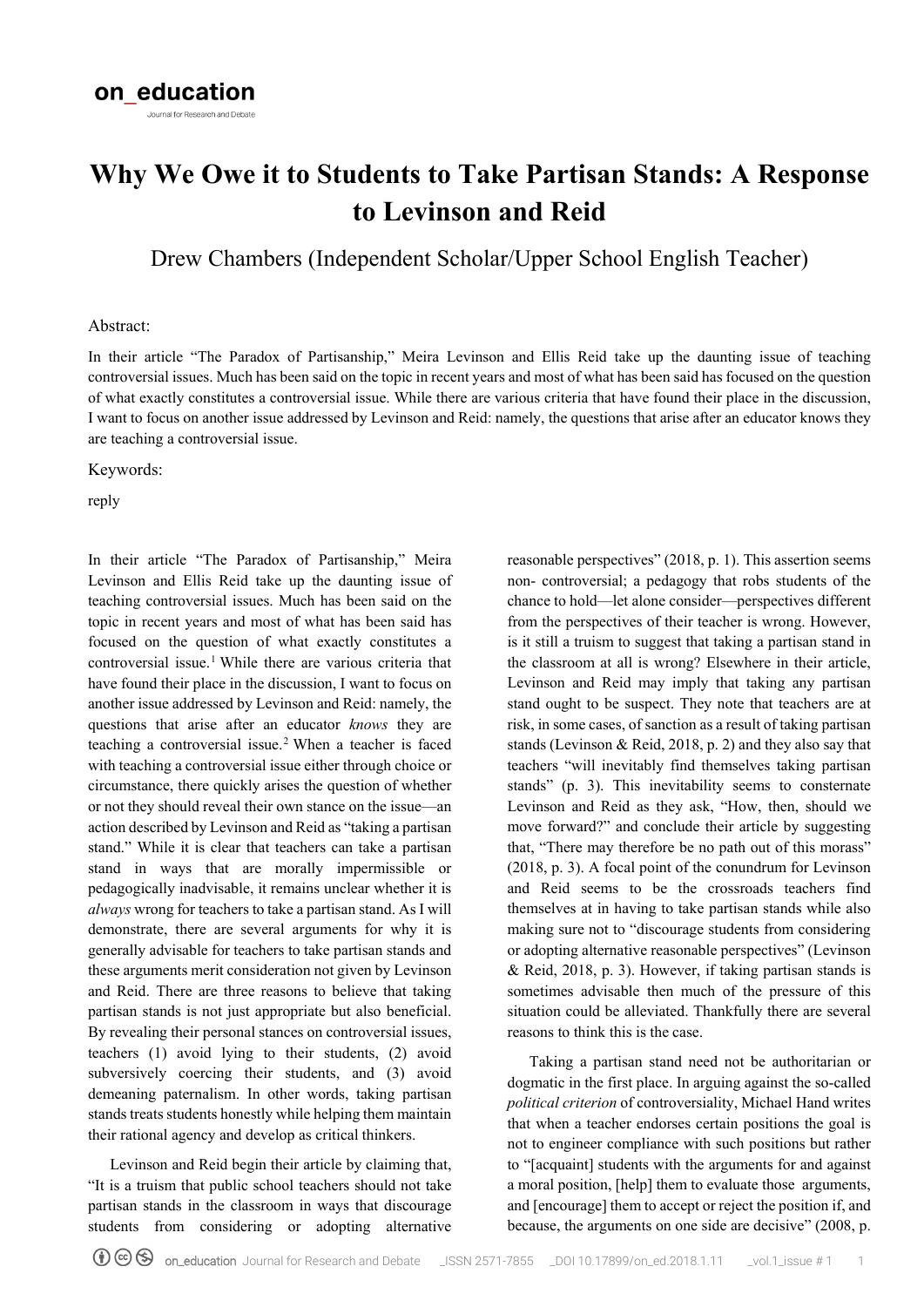# Why We Owe it to Students to Take Partisan Stands: A Response to Levinson and Reid

Drew Chambers (Independent Scholar/Upper School English Teacher)

Abstract:

In their article "The Paradox of Partisanship," Meira Levinson and Ellis Reid take up the daunting issue of teaching controversial issues. Much has been said on the topic in recent years and most of what has been said has focused on the question of what exactly constitutes a controversial issue. While there are various criteria that have found their place in the discussion, I want to focus on another issue addressed by Levinson and Reid: namely, the questions that arise after an educator knows they are teaching a controversial issue.

Keywords:

reply

In their article "The Paradox of Partisanship," Meira Levinson and Ellis Reid take up the daunting issue of teaching controversial issues. Much has been said on the topic in recent years and most of what has been said has focused on the question of what exactly constitutes a controversial issue.[1] While there are various criteria that have found their place in the discussion, I want to focus on another issue addressed by Levinson and Reid: namely, the questions that arise after an educator *knows* they are teaching a controversial issue.[2] When a teacher is faced with teaching a controversial issue either through choice or circumstance, there quickly arises the question of whether or not they should reveal their own stance on the issue—an action described by Levinson and Reid as "taking a partisan stand." While it is clear that teachers can take a partisan stand in ways that are morally impermissible or pedagogically inadvisable, it remains unclear whether it is *always* wrong for teachers to take a partisan stand. As I will demonstrate, there are several arguments for why it is generally advisable for teachers to take partisan stands and these arguments merit consideration not given by Levinson and Reid. There are three reasons to believe that taking partisan stands is not just appropriate but also beneficial. By revealing their personal stances on controversial issues, teachers (1) avoid lying to their students, (2) avoid subversively coercing their students, and (3) avoid demeaning paternalism. In other words, taking partisan stands treats students honestly while helping them maintain their rational agency and develop as critical thinkers.

Levinson and Reid begin their article by claiming that, "It is a truism that public school teachers should not take partisan stands in the classroom in ways that discourage students from considering or adopting alternative reasonable perspectives" (2018, p. 1). This assertion seems non- controversial; a pedagogy that robs students of the chance to hold—let alone consider—perspectives different from the perspectives of their teacher is wrong. However, is it still a truism to suggest that taking a partisan stand in the classroom at all is wrong? Elsewhere in their article, Levinson and Reid may imply that taking any partisan stand ought to be suspect. They note that teachers are at risk, in some cases, of sanction as a result of taking partisan stands (Levinson & Reid, 2018, p. 2) and they also say that teachers "will inevitably find themselves taking partisan stands" (p. 3). This inevitability seems to consternate Levinson and Reid as they ask, "How, then, should we move forward?" and conclude their article by suggesting that, "There may therefore be no path out of this morass" (2018, p. 3). A focal point of the conundrum for Levinson and Reid seems to be the crossroads teachers find themselves at in having to take partisan stands while also making sure not to "discourage students from considering or adopting alternative reasonable perspectives" (Levinson & Reid, 2018, p. 3). However, if taking partisan stands is sometimes advisable then much of the pressure of this situation could be alleviated. Thankfully there are several reasons to think this is the case.

Taking a partisan stand need not be authoritarian or dogmatic in the first place. In arguing against the so-called *political criterion* of controversiality, Michael Hand writes that when a teacher endorses certain positions the goal is not to engineer compliance with such positions but rather to "[acquaint] students with the arguments for and against a moral position, [help] them to evaluate those arguments, and [encourage] them to accept or reject the position if, and because, the arguments on one side are decisive" (2008, p.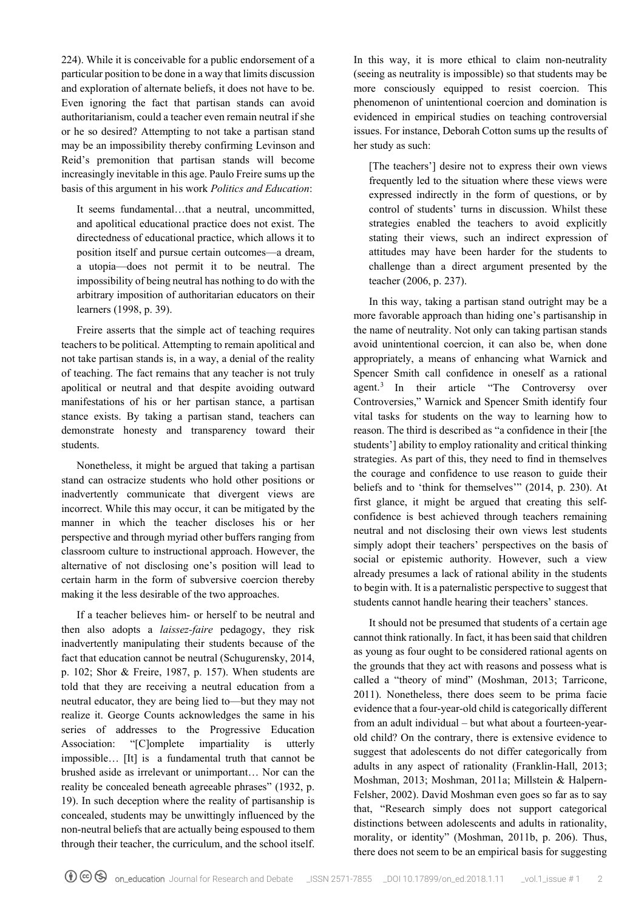224). While it is conceivable for a public endorsement of a particular position to be done in a way that limits discussion and exploration of alternate beliefs, it does not have to be. Even ignoring the fact that partisan stands can avoid authoritarianism, could a teacher even remain neutral if she or he so desired? Attempting to not take a partisan stand may be an impossibility thereby confirming Levinson and Reid's premonition that partisan stands will become increasingly inevitable in this age. Paulo Freire sums up the basis of this argument in his work *Politics and Education*:

> It seems fundamental…that a neutral, uncommitted, and apolitical educational practice does not exist. The directedness of educational practice, which allows it to position itself and pursue certain outcomes—a dream, a utopia—does not permit it to be neutral. The impossibility of being neutral has nothing to do with the arbitrary imposition of authoritarian educators on their learners (1998, p. 39).

Freire asserts that the simple act of teaching requires teachers to be political. Attempting to remain apolitical and not take partisan stands is, in a way, a denial of the reality of teaching. The fact remains that any teacher is not truly apolitical or neutral and that despite avoiding outward manifestations of his or her partisan stance, a partisan stance exists. By taking a partisan stand, teachers can demonstrate honesty and transparency toward their students.

Nonetheless, it might be argued that taking a partisan stand can ostracize students who hold other positions or inadvertently communicate that divergent views are incorrect. While this may occur, it can be mitigated by the manner in which the teacher discloses his or her perspective and through myriad other buffers ranging from classroom culture to instructional approach. However, the alternative of not disclosing one's position will lead to certain harm in the form of subversive coercion thereby making it the less desirable of the two approaches.

If a teacher believes him- or herself to be neutral and then also adopts a *laissez-faire* pedagogy, they risk inadvertently manipulating their students because of the fact that education cannot be neutral (Schugurensky, 2014, p. 102; Shor & Freire, 1987, p. 157). When students are told that they are receiving a neutral education from a neutral educator, they are being lied to—but they may not realize it. George Counts acknowledges the same in his series of addresses to the Progressive Education Association: "[C]omplete impartiality is utterly impossible… [It] is a fundamental truth that cannot be brushed aside as irrelevant or unimportant… Nor can the reality be concealed beneath agreeable phrases" (1932, p. 19). In such deception where the reality of partisanship is concealed, students may be unwittingly influenced by the non-neutral beliefs that are actually being espoused to them through their teacher, the curriculum, and the school itself. In this way, it is more ethical to claim non-neutrality (seeing as neutrality is impossible) so that students may be more consciously equipped to resist coercion. This phenomenon of unintentional coercion and domination is evidenced in empirical studies on teaching controversial issues. For instance, Deborah Cotton sums up the results of her study as such:

> [The teachers'] desire not to express their own views frequently led to the situation where these views were expressed indirectly in the form of questions, or by control of students' turns in discussion. Whilst these strategies enabled the teachers to avoid explicitly stating their views, such an indirect expression of attitudes may have been harder for the students to challenge than a direct argument presented by the teacher (2006, p. 237).

In this way, taking a partisan stand outright may be a more favorable approach than hiding one's partisanship in the name of neutrality. Not only can taking partisan stands avoid unintentional coercion, it can also be, when done appropriately, a means of enhancing what Warnick and Spencer Smith call confidence in oneself as a rational agent.[3] In their article "The Controversy over Controversies," Warnick and Spencer Smith identify four vital tasks for students on the way to learning how to reason. The third is described as "a confidence in their [the students'] ability to employ rationality and critical thinking strategies. As part of this, they need to find in themselves the courage and confidence to use reason to guide their beliefs and to 'think for themselves'" (2014, p. 230). At first glance, it might be argued that creating this self-confidence is best achieved through teachers remaining neutral and not disclosing their own views lest students simply adopt their teachers' perspectives on the basis of social or epistemic authority. However, such a view already presumes a lack of rational ability in the students to begin with. It is a paternalistic perspective to suggest that students cannot handle hearing their teachers' stances.

It should not be presumed that students of a certain age cannot think rationally. In fact, it has been said that children as young as four ought to be considered rational agents on the grounds that they act with reasons and possess what is called a "theory of mind" (Moshman, 2013; Tarricone, 2011). Nonetheless, there does seem to be prima facie evidence that a four-year-old child is categorically different from an adult individual – but what about a fourteen-year-old child? On the contrary, there is extensive evidence to suggest that adolescents do not differ categorically from adults in any aspect of rationality (Franklin-Hall, 2013; Moshman, 2013; Moshman, 2011a; Millstein & Halpern-Felsher, 2002). David Moshman even goes so far as to say that, "Research simply does not support categorical distinctions between adolescents and adults in rationality, morality, or identity" (Moshman, 2011b, p. 206). Thus, there does not seem to be an empirical basis for suggesting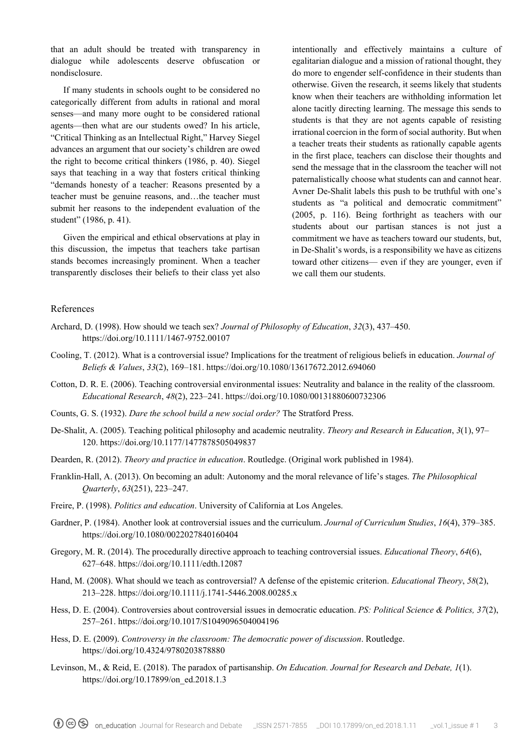that an adult should be treated with transparency in dialogue while adolescents deserve obfuscation or nondisclosure.

If many students in schools ought to be considered no categorically different from adults in rational and moral senses—and many more ought to be considered rational agents—then what are our students owed? In his article, "Critical Thinking as an Intellectual Right," Harvey Siegel advances an argument that our society's children are owed the right to become critical thinkers (1986, p. 40). Siegel says that teaching in a way that fosters critical thinking "demands honesty of a teacher: Reasons presented by a teacher must be genuine reasons, and…the teacher must submit her reasons to the independent evaluation of the student" (1986, p. 41).

Given the empirical and ethical observations at play in this discussion, the impetus that teachers take partisan stands becomes increasingly prominent. When a teacher transparently discloses their beliefs to their class yet also intentionally and effectively maintains a culture of egalitarian dialogue and a mission of rational thought, they do more to engender self-confidence in their students than otherwise. Given the research, it seems likely that students know when their teachers are withholding information let alone tacitly directing learning. The message this sends to students is that they are not agents capable of resisting irrational coercion in the form of social authority. But when a teacher treats their students as rationally capable agents in the first place, teachers can disclose their thoughts and send the message that in the classroom the teacher will not paternalistically choose what students can and cannot hear. Avner De-Shalit labels this push to be truthful with one's students as "a political and democratic commitment" (2005, p. 116). Being forthright as teachers with our students about our partisan stances is not just a commitment we have as teachers toward our students, but, in De-Shalit's words, is a responsibility we have as citizens toward other citizens— even if they are younger, even if we call them our students.

## References

Archard, D. (1998). How should we teach sex? *Journal of Philosophy of Education*, *32*(3), 437–450. https://doi.org/10.1111/1467-9752.00107

Cooling, T. (2012). What is a controversial issue? Implications for the treatment of religious beliefs in education. *Journal of Beliefs & Values*, *33*(2), 169–181. https://doi.org/10.1080/13617672.2012.694060

Cotton, D. R. E. (2006). Teaching controversial environmental issues: Neutrality and balance in the reality of the classroom. *Educational Research*, *48*(2), 223–241. https://doi.org/10.1080/00131880600732306

Counts, G. S. (1932). *Dare the school build a new social order?* The Stratford Press.

De-Shalit, A. (2005). Teaching political philosophy and academic neutrality. *Theory and Research in Education*, *3*(1), 97–120. https://doi.org/10.1177/1477878505049837

Dearden, R. (2012). *Theory and practice in education*. Routledge. (Original work published in 1984).

Franklin-Hall, A. (2013). On becoming an adult: Autonomy and the moral relevance of life's stages. *The Philosophical Quarterly*, *63*(251), 223–247.

Freire, P. (1998). *Politics and education*. University of California at Los Angeles.

Gardner, P. (1984). Another look at controversial issues and the curriculum. *Journal of Curriculum Studies*, *16*(4), 379–385. https://doi.org/10.1080/0022027840160404

Gregory, M. R. (2014). The procedurally directive approach to teaching controversial issues. *Educational Theory*, *64*(6), 627–648. https://doi.org/10.1111/edth.12087

Hand, M. (2008). What should we teach as controversial? A defense of the epistemic criterion. *Educational Theory*, *58*(2), 213–228. https://doi.org/10.1111/j.1741-5446.2008.00285.x

Hess, D. E. (2004). Controversies about controversial issues in democratic education. *PS: Political Science & Politics, 37*(2), 257–261. https://doi.org/10.1017/S1049096504004196

Hess, D. E. (2009). *Controversy in the classroom: The democratic power of discussion*. Routledge. https://doi.org/10.4324/9780203878880

Levinson, M., & Reid, E. (2018). The paradox of partisanship. *On Education. Journal for Research and Debate, 1*(1). https://doi.org/10.17899/on_ed.2018.1.3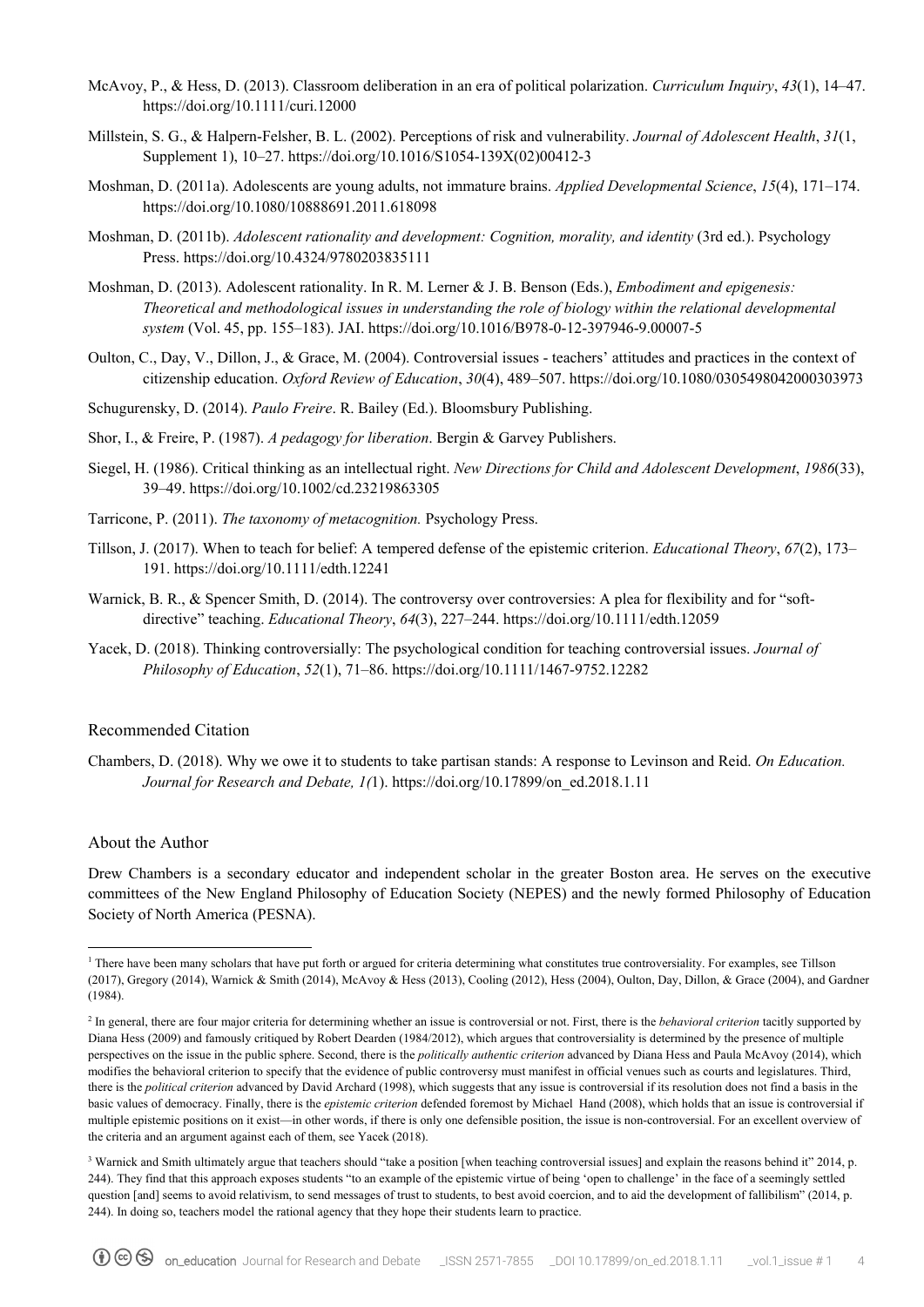McAvoy, P., & Hess, D. (2013). Classroom deliberation in an era of political polarization. *Curriculum Inquiry*, *43*(1), 14–47. https://doi.org/10.1111/curi.12000

Millstein, S. G., & Halpern-Felsher, B. L. (2002). Perceptions of risk and vulnerability. *Journal of Adolescent Health*, *31*(1, Supplement 1), 10–27. https://doi.org/10.1016/S1054-139X(02)00412-3

Moshman, D. (2011a). Adolescents are young adults, not immature brains. *Applied Developmental Science*, *15*(4), 171–174. https://doi.org/10.1080/10888691.2011.618098

Moshman, D. (2011b). *Adolescent rationality and development: Cognition, morality, and identity* (3rd ed.). Psychology Press. https://doi.org/10.4324/9780203835111

Moshman, D. (2013). Adolescent rationality. In R. M. Lerner & J. B. Benson (Eds.), *Embodiment and epigenesis: Theoretical and methodological issues in understanding the role of biology within the relational developmental system* (Vol. 45, pp. 155–183). JAI. https://doi.org/10.1016/B978-0-12-397946-9.00007-5

Oulton, C., Day, V., Dillon, J., & Grace, M. (2004). Controversial issues - teachers' attitudes and practices in the context of citizenship education. *Oxford Review of Education*, *30*(4), 489–507. https://doi.org/10.1080/0305498042000303973

Schugurensky, D. (2014). *Paulo Freire*. R. Bailey (Ed.). Bloomsbury Publishing.

Shor, I., & Freire, P. (1987). *A pedagogy for liberation*. Bergin & Garvey Publishers.

Siegel, H. (1986). Critical thinking as an intellectual right. *New Directions for Child and Adolescent Development*, *1986*(33), 39–49. https://doi.org/10.1002/cd.23219863305

Tarricone, P. (2011). *The taxonomy of metacognition.* Psychology Press.

Tillson, J. (2017). When to teach for belief: A tempered defense of the epistemic criterion. *Educational Theory*, *67*(2), 173–191. https://doi.org/10.1111/edth.12241

Warnick, B. R., & Spencer Smith, D. (2014). The controversy over controversies: A plea for flexibility and for "soft-directive" teaching. *Educational Theory*, *64*(3), 227–244. https://doi.org/10.1111/edth.12059

Yacek, D. (2018). Thinking controversially: The psychological condition for teaching controversial issues. *Journal of Philosophy of Education*, *52*(1), 71–86. https://doi.org/10.1111/1467-9752.12282

## Recommended Citation

Chambers, D. (2018). Why we owe it to students to take partisan stands: A response to Levinson and Reid. *On Education. Journal for Research and Debate, 1(*1). https://doi.org/10.17899/on_ed.2018.1.11

## About the Author

Drew Chambers is a secondary educator and independent scholar in the greater Boston area. He serves on the executive committees of the New England Philosophy of Education Society (NEPES) and the newly formed Philosophy of Education Society of North America (PESNA).

---

[1] There have been many scholars that have put forth or argued for criteria determining what constitutes true controversiality. For examples, see Tillson (2017), Gregory (2014), Warnick & Smith (2014), McAvoy & Hess (2013), Cooling (2012), Hess (2004), Oulton, Day, Dillon, & Grace (2004), and Gardner (1984).

[2] In general, there are four major criteria for determining whether an issue is controversial or not. First, there is the *behavioral criterion* tacitly supported by Diana Hess (2009) and famously critiqued by Robert Dearden (1984/2012), which argues that controversiality is determined by the presence of multiple perspectives on the issue in the public sphere. Second, there is the *politically authentic criterion* advanced by Diana Hess and Paula McAvoy (2014), which modifies the behavioral criterion to specify that the evidence of public controversy must manifest in official venues such as courts and legislatures. Third, there is the *political criterion* advanced by David Archard (1998), which suggests that any issue is controversial if its resolution does not find a basis in the basic values of democracy. Finally, there is the *epistemic criterion* defended foremost by Michael Hand (2008), which holds that an issue is controversial if multiple epistemic positions on it exist—in other words, if there is only one defensible position, the issue is non-controversial. For an excellent overview of the criteria and an argument against each of them, see Yacek (2018).

[3] Warnick and Smith ultimately argue that teachers should "take a position [when teaching controversial issues] and explain the reasons behind it" 2014, p. 244). They find that this approach exposes students "to an example of the epistemic virtue of being 'open to challenge' in the face of a seemingly settled question [and] seems to avoid relativism, to send messages of trust to students, to best avoid coercion, and to aid the development of fallibilism" (2014, p. 244). In doing so, teachers model the rational agency that they hope their students learn to practice.